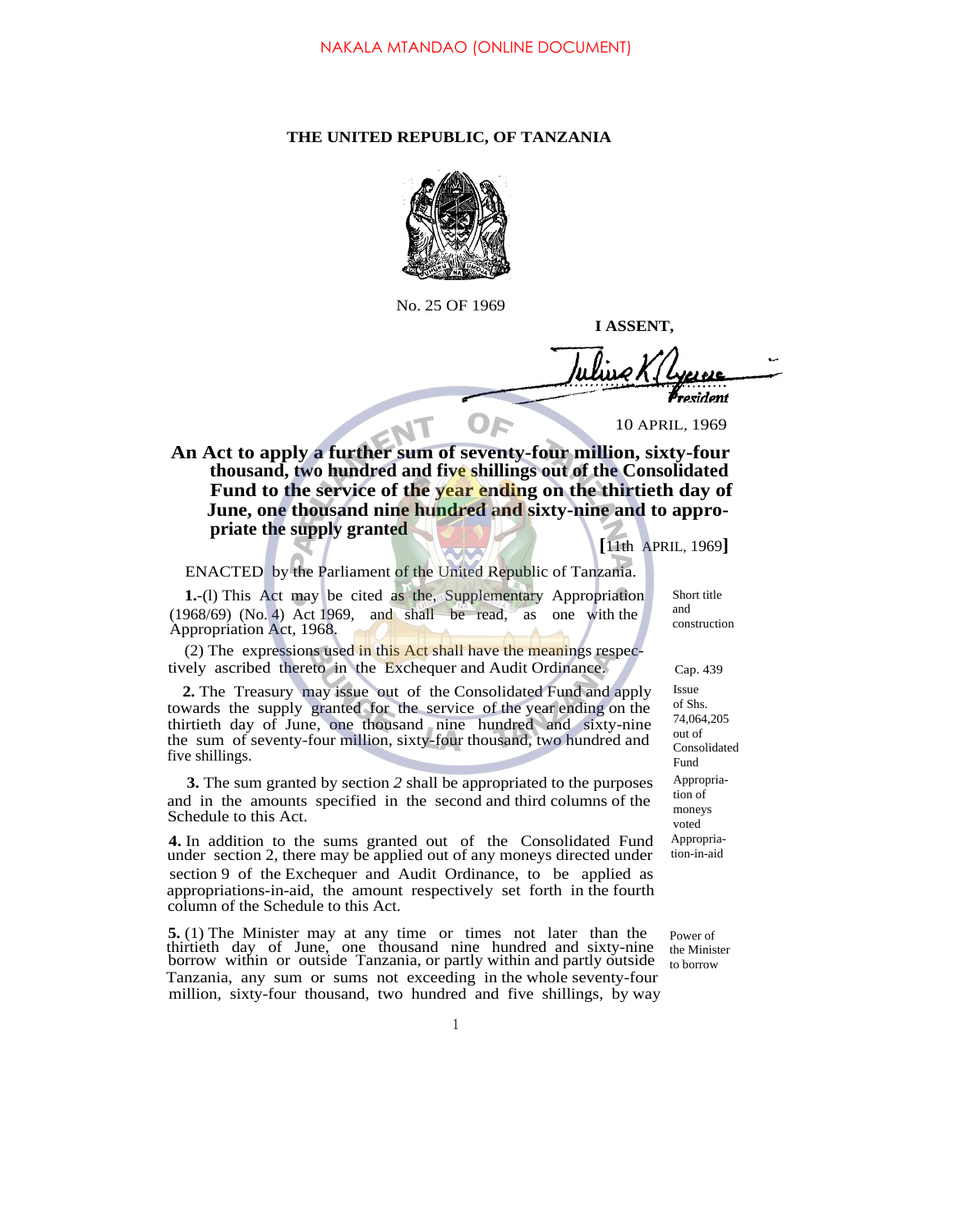NAKALA MTANDAO (ONLINE DOCUMENT)

# THE UNITED REPUBLIC, OF TANZANIA

No. 25 OF 1969

**I ASSENT,**

*Julius K. Nyerere*
*President*

10 APRIL, 1969

## An Act to apply a further sum of seventy-four million, sixty-four thousand, two hundred and five shillings out of the Consolidated Fund to the service of the year ending on the thirtieth day of June, one thousand nine hundred and sixty-nine and to appropriate the supply granted

**[**11th APRIL, 1969**]**

ENACTED by the Parliament of the United Republic of Tanzania.

*Short title and construction*

**1.**-(l) This Act may be cited as the Supplementary Appropriation (1968/69) (No. 4) Act 1969, and shall be read, as one with the Appropriation Act, 1968.

*Cap. 439*

(2) The expressions used in this Act shall have the meanings respectively ascribed thereto in the Exchequer and Audit Ordinance.

*Issue of Shs. 74,064,205 out of Consolidated Fund*

**2.** The Treasury may issue out of the Consolidated Fund and apply towards the supply granted for the service of the year ending on the thirtieth day of June, one thousand nine hundred and sixty-nine the sum of seventy-four million, sixty-four thousand, two hundred and five shillings.

*Appropriation of moneys voted*

**3.** The sum granted by section *2* shall be appropriated to the purposes and in the amounts specified in the second and third columns of the Schedule to this Act.

*Appropriation-in-aid*

**4.** In addition to the sums granted out of the Consolidated Fund under section 2, there may be applied out of any moneys directed under section 9 of the Exchequer and Audit Ordinance, to be applied as appropriations-in-aid, the amount respectively set forth in the fourth column of the Schedule to this Act.

*Power of the Minister to borrow*

**5.** (1) The Minister may at any time or times not later than the thirtieth day of June, one thousand nine hundred and sixty-nine borrow within or outside Tanzania, or partly within and partly outside Tanzania, any sum or sums not exceeding in the whole seventy-four million, sixty-four thousand, two hundred and five shillings, by way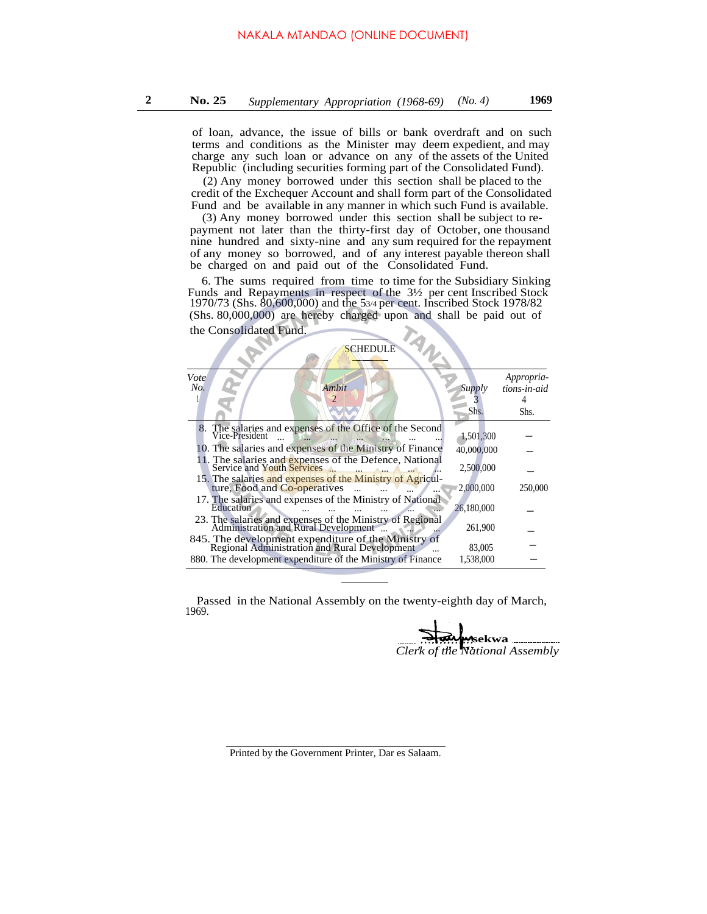of loan, advance, the issue of bills or bank overdraft and on such terms and conditions as the Minister may deem expedient, and may charge any such loan or advance on any of the assets of the United Republic (including securities forming part of the Consolidated Fund).

(2) Any money borrowed under this section shall be placed to the credit of the Exchequer Account and shall form part of the Consolidated Fund and be available in any manner in which such Fund is available.

(3) Any money borrowed under this section shall be subject to repayment not later than the thirty-first day of October, one thousand nine hundred and sixty-nine and any sum required for the repayment of any money so borrowed, and of any interest payable thereon shall be charged on and paid out of the Consolidated Fund.

6. The sums required from time to time for the Subsidiary Sinking Funds and Repayments in respect of the 3½ per cent Inscribed Stock 1970/73 (Shs. 80,600,000) and the 5¾ per cent. Inscribed Stock 1978/82 (Shs. 80,000,000) are hereby charged upon and shall be paid out of the Consolidated Fund.

## SCHEDULE

| *Vote No.* 1 | *Ambit* 2 | *Supply* 3 Shs. | *Appropria-tions-in-aid* 4 Shs. |
|---|---|---|---|
| 8. | The salaries and expenses of the Office of the Second Vice-President ... ... ... ... ... ... | 1,501,300 | – |
| 10. | The salaries and expenses of the Ministry of Finance | 40,000,000 | – |
| 11. | The salaries and expenses of the Defence, National Service and Youth Services ... ... ... ... ... | 2,500,000 | – |
| 15. | The salaries and expenses of the Ministry of Agriculture, Food and Co-operatives ... ... ... ... | 2,000,000 | 250,000 |
| 17. | The salaries and expenses of the Ministry of National Education ... ... ... ... ... ... | 26,180,000 | – |
| 23. | The salaries and expenses of the Ministry of Regional Administration and Rural Development ... ... ... | 261,900 | – |
| 845. | The development expenditure of the Ministry of Regional Administration and Rural Development ... | 83,005 | – |
| 880. | The development expenditure of the Ministry of Finance | 1,538,000 | – |

Passed in the National Assembly on the twenty-eighth day of March, 1969.

**...sekwa**
*Clerk of the National Assembly*

Printed by the Government Printer, Dar es Salaam.